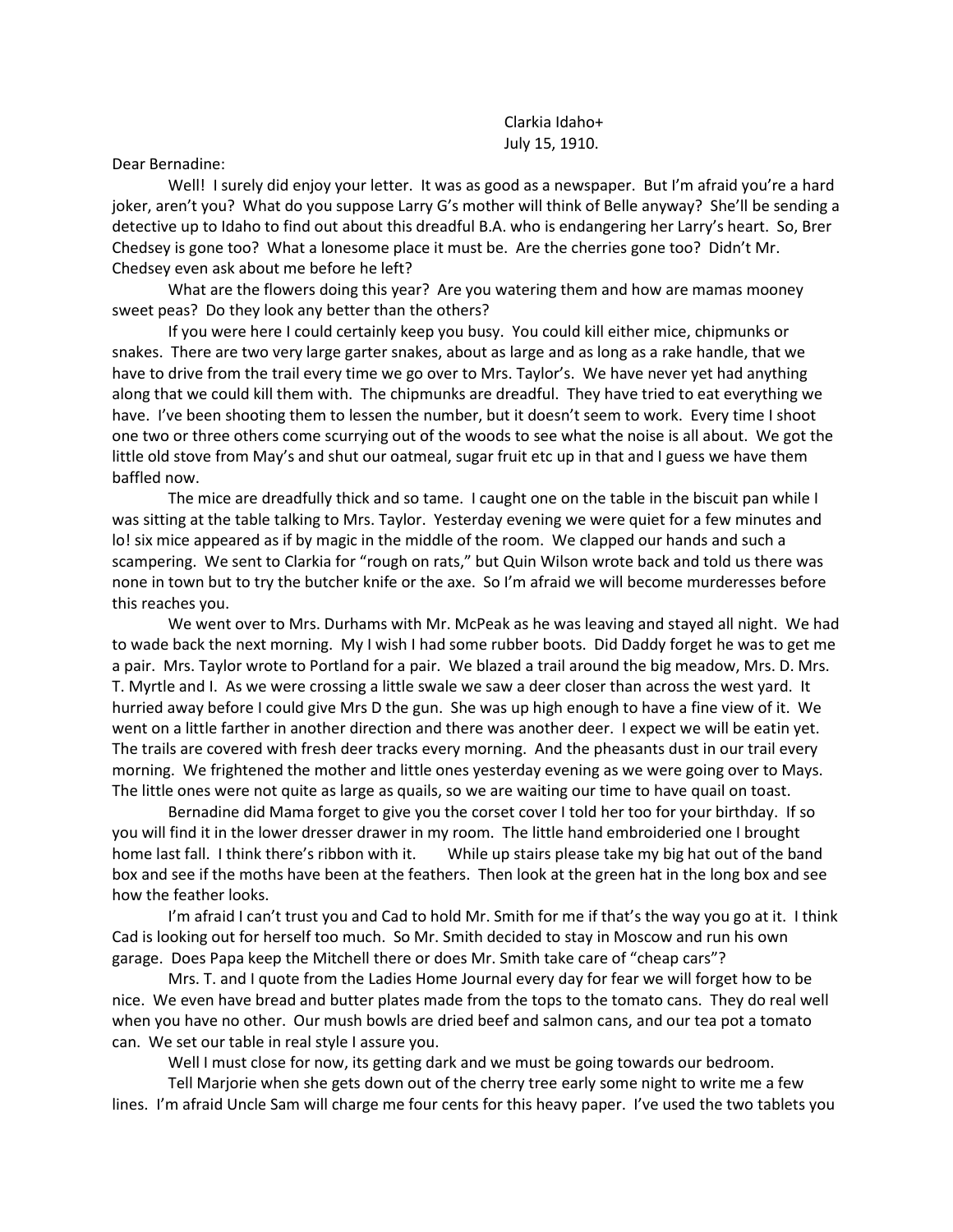Clarkia Idaho+
July 15, 1910.

Dear Bernadine:

Well! I surely did enjoy your letter. It was as good as a newspaper. But I'm afraid you're a hard joker, aren't you? What do you suppose Larry G's mother will think of Belle anyway? She'll be sending a detective up to Idaho to find out about this dreadful B.A. who is endangering her Larry's heart. So, Brer Chedsey is gone too? What a lonesome place it must be. Are the cherries gone too? Didn't Mr. Chedsey even ask about me before he left?

What are the flowers doing this year? Are you watering them and how are mamas mooney sweet peas? Do they look any better than the others?

If you were here I could certainly keep you busy. You could kill either mice, chipmunks or snakes. There are two very large garter snakes, about as large and as long as a rake handle, that we have to drive from the trail every time we go over to Mrs. Taylor's. We have never yet had anything along that we could kill them with. The chipmunks are dreadful. They have tried to eat everything we have. I've been shooting them to lessen the number, but it doesn't seem to work. Every time I shoot one two or three others come scurrying out of the woods to see what the noise is all about. We got the little old stove from May's and shut our oatmeal, sugar fruit etc up in that and I guess we have them baffled now.

The mice are dreadfully thick and so tame. I caught one on the table in the biscuit pan while I was sitting at the table talking to Mrs. Taylor. Yesterday evening we were quiet for a few minutes and lo! six mice appeared as if by magic in the middle of the room. We clapped our hands and such a scampering. We sent to Clarkia for "rough on rats," but Quin Wilson wrote back and told us there was none in town but to try the butcher knife or the axe. So I'm afraid we will become murderesses before this reaches you.

We went over to Mrs. Durhams with Mr. McPeak as he was leaving and stayed all night. We had to wade back the next morning. My I wish I had some rubber boots. Did Daddy forget he was to get me a pair. Mrs. Taylor wrote to Portland for a pair. We blazed a trail around the big meadow, Mrs. D. Mrs. T. Myrtle and I. As we were crossing a little swale we saw a deer closer than across the west yard. It hurried away before I could give Mrs D the gun. She was up high enough to have a fine view of it. We went on a little farther in another direction and there was another deer. I expect we will be eatin yet. The trails are covered with fresh deer tracks every morning. And the pheasants dust in our trail every morning. We frightened the mother and little ones yesterday evening as we were going over to Mays. The little ones were not quite as large as quails, so we are waiting our time to have quail on toast.

Bernadine did Mama forget to give you the corset cover I told her too for your birthday. If so you will find it in the lower dresser drawer in my room. The little hand embroideried one I brought home last fall. I think there's ribbon with it. While up stairs please take my big hat out of the band box and see if the moths have been at the feathers. Then look at the green hat in the long box and see how the feather looks.

I'm afraid I can't trust you and Cad to hold Mr. Smith for me if that's the way you go at it. I think Cad is looking out for herself too much. So Mr. Smith decided to stay in Moscow and run his own garage. Does Papa keep the Mitchell there or does Mr. Smith take care of "cheap cars"?

Mrs. T. and I quote from the Ladies Home Journal every day for fear we will forget how to be nice. We even have bread and butter plates made from the tops to the tomato cans. They do real well when you have no other. Our mush bowls are dried beef and salmon cans, and our tea pot a tomato can. We set our table in real style I assure you.

Well I must close for now, its getting dark and we must be going towards our bedroom.

Tell Marjorie when she gets down out of the cherry tree early some night to write me a few lines. I'm afraid Uncle Sam will charge me four cents for this heavy paper. I've used the two tablets you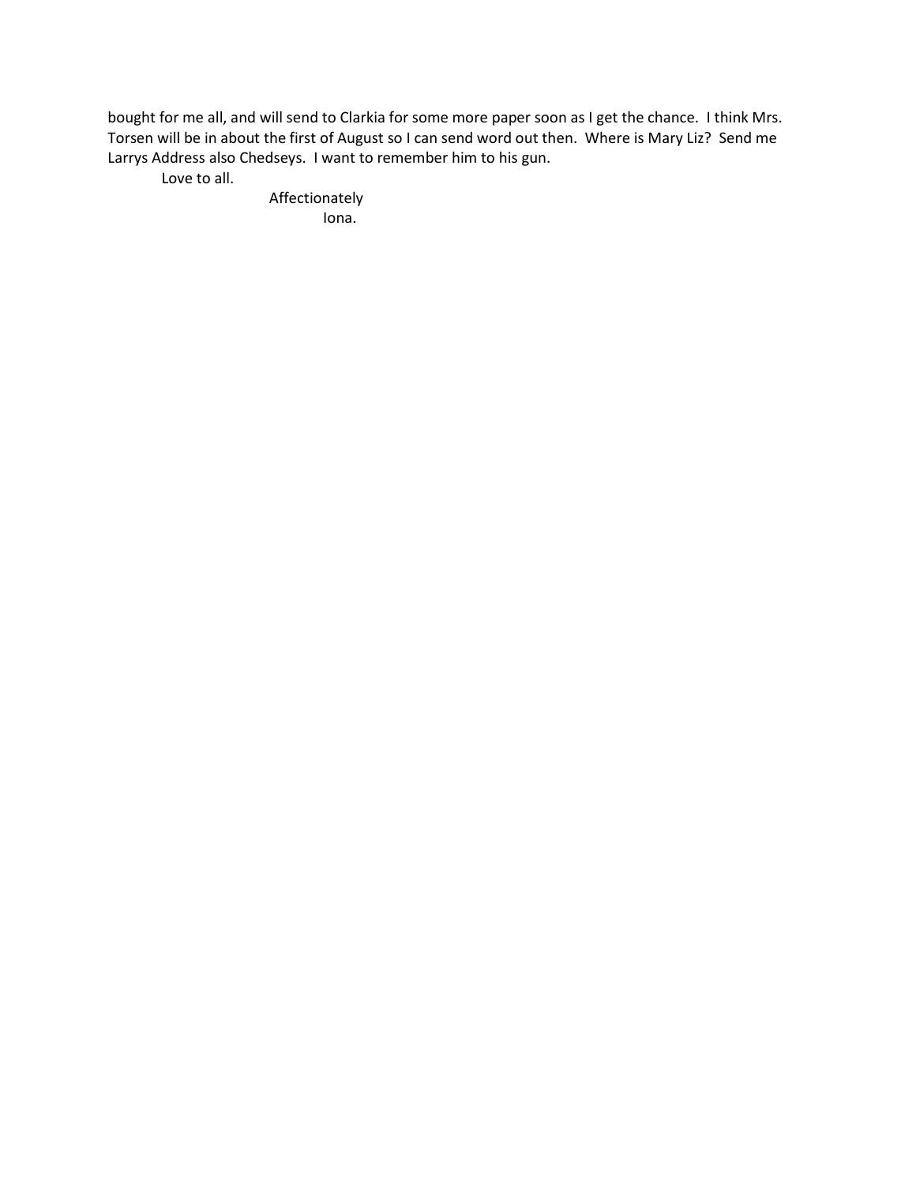bought for me all, and will send to Clarkia for some more paper soon as I get the chance. I think Mrs. Torsen will be in about the first of August so I can send word out then. Where is Mary Liz? Send me Larrys Address also Chedseys. I want to remember him to his gun.

Love to all.

Affectionately

Iona.